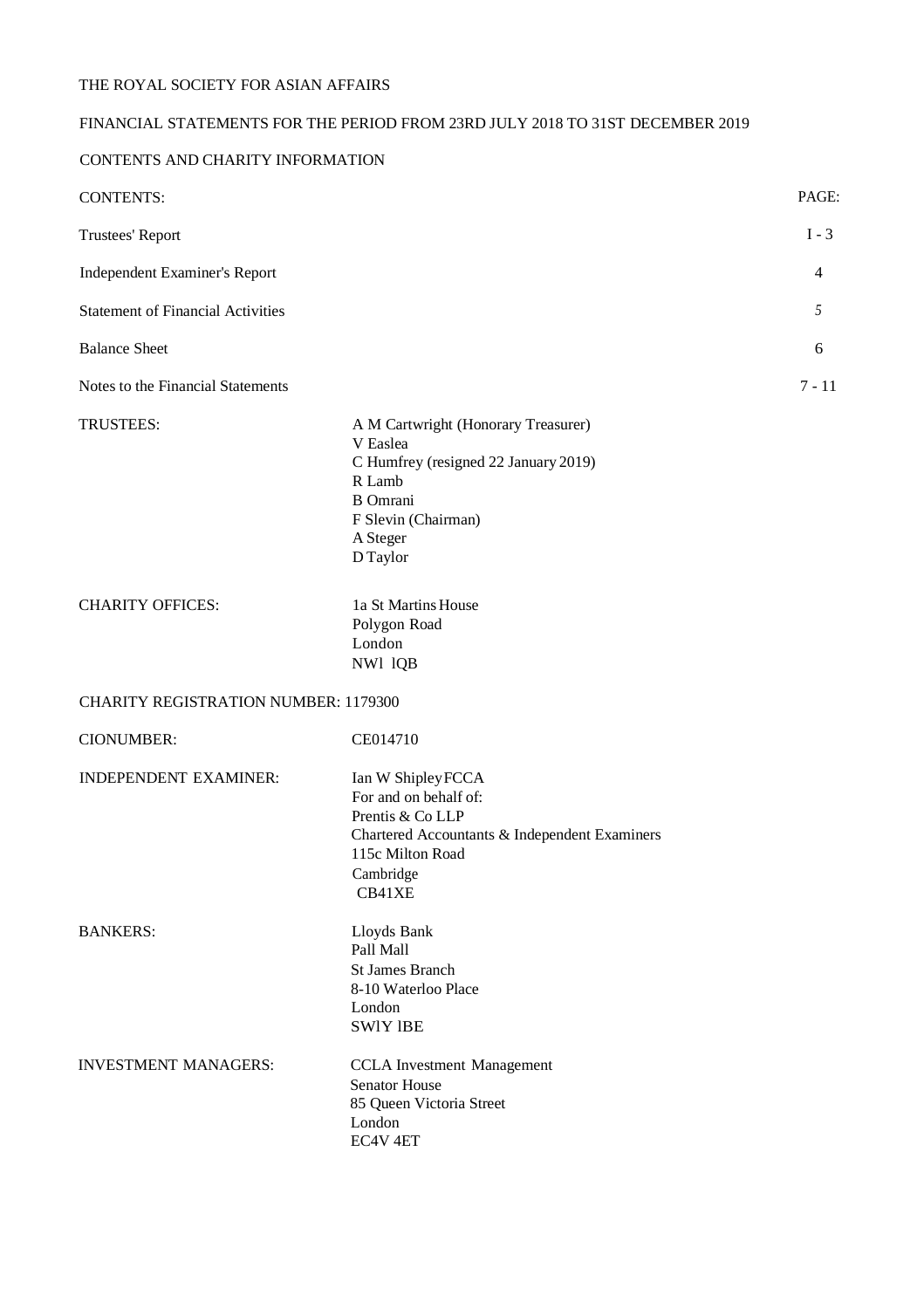THE ROYAL SOCIETY FOR ASIAN AFFAIRS

FINANCIAL STATEMENTS FOR THE PERIOD FROM 23RD JULY 2018 TO 31ST DECEMBER 2019

CONTENTS AND CHARITY INFORMATION

| CONTENTS: | PAGE: |
|---|---|
| Trustees' Report | I - 3 |
| Independent Examiner's Report | 4 |
| Statement of Financial Activities | 5 |
| Balance Sheet | 6 |
| Notes to the Financial Statements | 7 - 11 |

TRUSTEES:

A M Cartwright (Honorary Treasurer)
V Easlea
C Humfrey (resigned 22 January 2019)
R Lamb
B Omrani
F Slevin (Chairman)
A Steger
D Taylor

CHARITY OFFICES:

1a St Martins House
Polygon Road
London
NWl lQB

CHARITY REGISTRATION NUMBER: 1179300

CIONUMBER: CE014710

INDEPENDENT EXAMINER:

Ian W Shipley FCCA
For and on behalf of:
Prentis & Co LLP
Chartered Accountants & Independent Examiners
115c Milton Road
Cambridge
CB41XE

BANKERS:

Lloyds Bank
Pall Mall
St James Branch
8-10 Waterloo Place
London
SWlY lBE

INVESTMENT MANAGERS:

CCLA Investment Management
Senator House
85 Queen Victoria Street
London
EC4V 4ET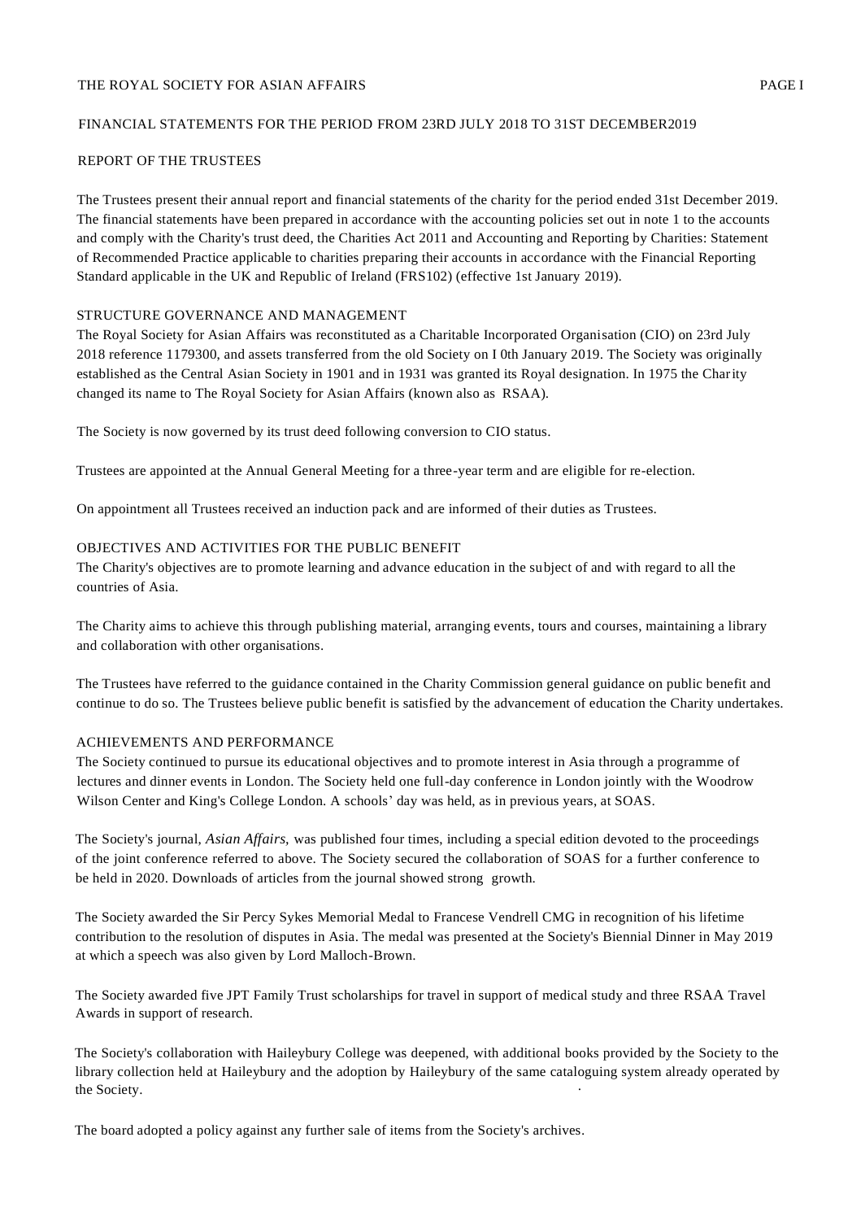THE ROYAL SOCIETY FOR ASIAN AFFAIRS

FINANCIAL STATEMENTS FOR THE PERIOD FROM 23RD JULY 2018 TO 31ST DECEMBER2019

## REPORT OF THE TRUSTEES

The Trustees present their annual report and financial statements of the charity for the period ended 31st December 2019. The financial statements have been prepared in accordance with the accounting policies set out in note 1 to the accounts and comply with the Charity's trust deed, the Charities Act 2011 and Accounting and Reporting by Charities: Statement of Recommended Practice applicable to charities preparing their accounts in accordance with the Financial Reporting Standard applicable in the UK and Republic of Ireland (FRS102) (effective 1st January 2019).

### STRUCTURE GOVERNANCE AND MANAGEMENT

The Royal Society for Asian Affairs was reconstituted as a Charitable Incorporated Organisation (CIO) on 23rd July 2018 reference 1179300, and assets transferred from the old Society on I 0th January 2019. The Society was originally established as the Central Asian Society in 1901 and in 1931 was granted its Royal designation. In 1975 the Charity changed its name to The Royal Society for Asian Affairs (known also as RSAA).

The Society is now governed by its trust deed following conversion to CIO status.

Trustees are appointed at the Annual General Meeting for a three-year term and are eligible for re-election.

On appointment all Trustees received an induction pack and are informed of their duties as Trustees.

### OBJECTIVES AND ACTIVITIES FOR THE PUBLIC BENEFIT

The Charity's objectives are to promote learning and advance education in the subject of and with regard to all the countries of Asia.

The Charity aims to achieve this through publishing material, arranging events, tours and courses, maintaining a library and collaboration with other organisations.

The Trustees have referred to the guidance contained in the Charity Commission general guidance on public benefit and continue to do so. The Trustees believe public benefit is satisfied by the advancement of education the Charity undertakes.

### ACHIEVEMENTS AND PERFORMANCE

The Society continued to pursue its educational objectives and to promote interest in Asia through a programme of lectures and dinner events in London. The Society held one full-day conference in London jointly with the Woodrow Wilson Center and King's College London. A schools' day was held, as in previous years, at SOAS.

The Society's journal, *Asian Affairs*, was published four times, including a special edition devoted to the proceedings of the joint conference referred to above. The Society secured the collaboration of SOAS for a further conference to be held in 2020. Downloads of articles from the journal showed strong growth.

The Society awarded the Sir Percy Sykes Memorial Medal to Francese Vendrell CMG in recognition of his lifetime contribution to the resolution of disputes in Asia. The medal was presented at the Society's Biennial Dinner in May 2019 at which a speech was also given by Lord Malloch-Brown.

The Society awarded five JPT Family Trust scholarships for travel in support of medical study and three RSAA Travel Awards in support of research.

The Society's collaboration with Haileybury College was deepened, with additional books provided by the Society to the library collection held at Haileybury and the adoption by Haileybury of the same cataloguing system already operated by the Society.

The board adopted a policy against any further sale of items from the Society's archives.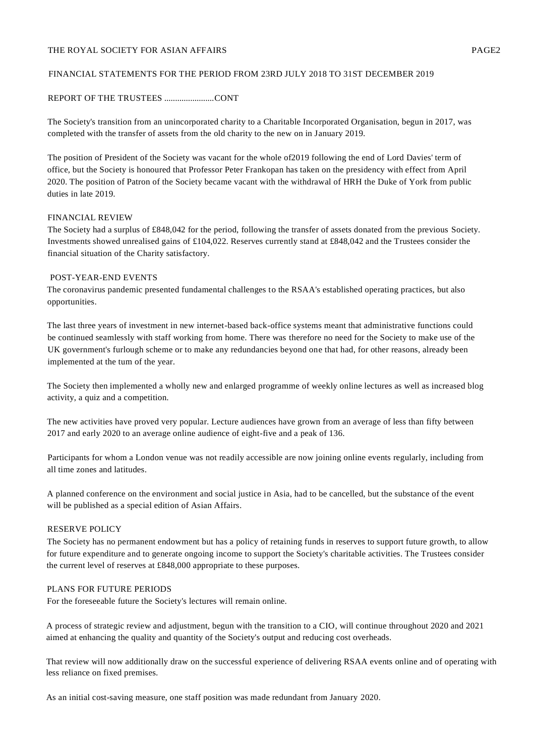FINANCIAL STATEMENTS FOR THE PERIOD FROM 23RD JULY 2018 TO 31ST DECEMBER 2019

REPORT OF THE TRUSTEES .......................CONT

The Society's transition from an unincorporated charity to a Charitable Incorporated Organisation, begun in 2017, was completed with the transfer of assets from the old charity to the new on in January 2019.

The position of President of the Society was vacant for the whole of2019 following the end of Lord Davies' term of office, but the Society is honoured that Professor Peter Frankopan has taken on the presidency with effect from April 2020. The position of Patron of the Society became vacant with the withdrawal of HRH the Duke of York from public duties in late 2019.

## FINANCIAL REVIEW

The Society had a surplus of £848,042 for the period, following the transfer of assets donated from the previous Society. Investments showed unrealised gains of £104,022. Reserves currently stand at £848,042 and the Trustees consider the financial situation of the Charity satisfactory.

## POST-YEAR-END EVENTS

The coronavirus pandemic presented fundamental challenges to the RSAA's established operating practices, but also opportunities.

The last three years of investment in new internet-based back-office systems meant that administrative functions could be continued seamlessly with staff working from home. There was therefore no need for the Society to make use of the UK government's furlough scheme or to make any redundancies beyond one that had, for other reasons, already been implemented at the tum of the year.

The Society then implemented a wholly new and enlarged programme of weekly online lectures as well as increased blog activity, a quiz and a competition.

The new activities have proved very popular. Lecture audiences have grown from an average of less than fifty between 2017 and early 2020 to an average online audience of eight-five and a peak of 136.

Participants for whom a London venue was not readily accessible are now joining online events regularly, including from all time zones and latitudes.

A planned conference on the environment and social justice in Asia, had to be cancelled, but the substance of the event will be published as a special edition of Asian Affairs.

## RESERVE POLICY

The Society has no permanent endowment but has a policy of retaining funds in reserves to support future growth, to allow for future expenditure and to generate ongoing income to support the Society's charitable activities. The Trustees consider the current level of reserves at £848,000 appropriate to these purposes.

## PLANS FOR FUTURE PERIODS

For the foreseeable future the Society's lectures will remain online.

A process of strategic review and adjustment, begun with the transition to a CIO, will continue throughout 2020 and 2021 aimed at enhancing the quality and quantity of the Society's output and reducing cost overheads.

That review will now additionally draw on the successful experience of delivering RSAA events online and of operating with less reliance on fixed premises.

As an initial cost-saving measure, one staff position was made redundant from January 2020.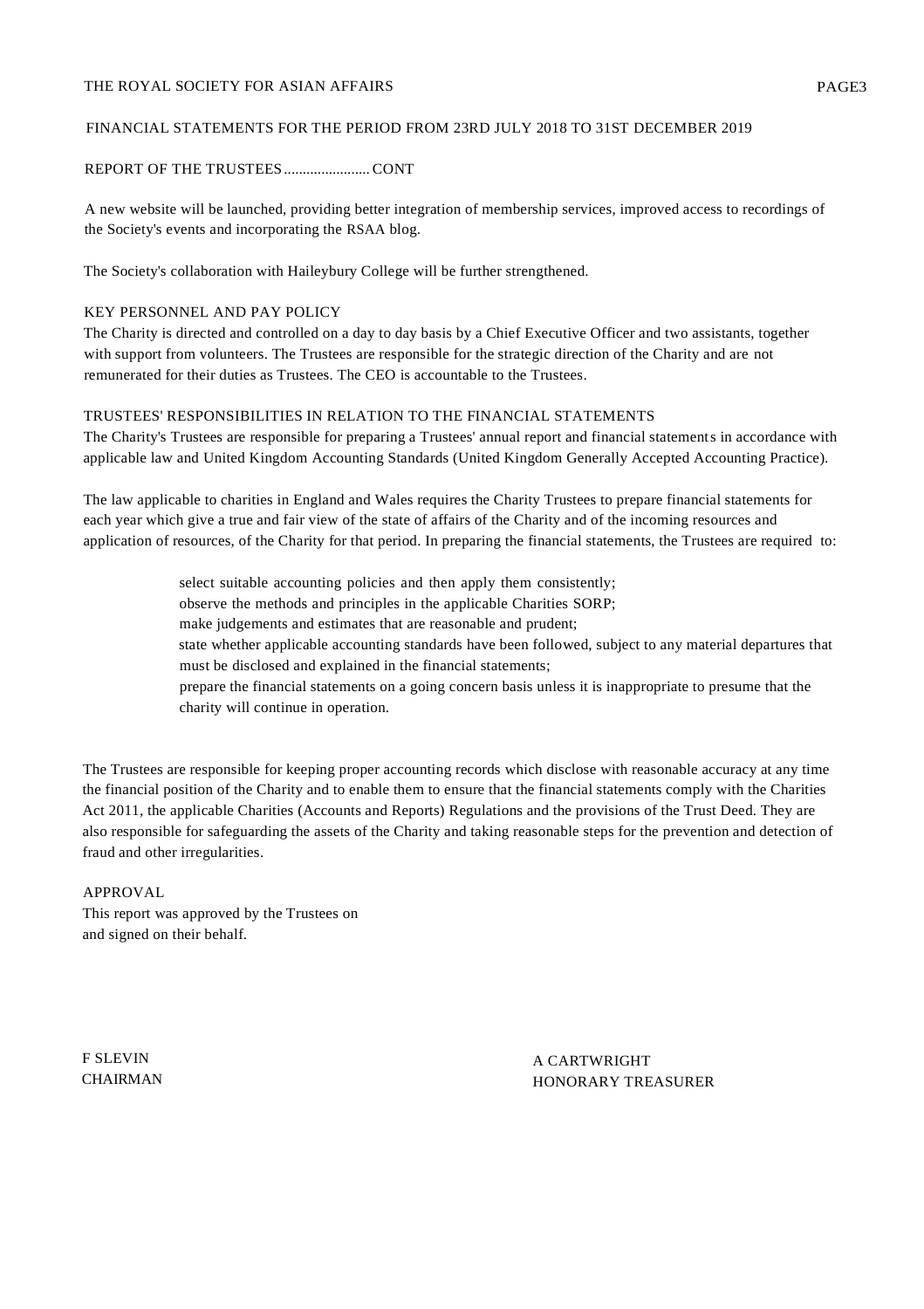THE ROYAL SOCIETY FOR ASIAN AFFAIRS

FINANCIAL STATEMENTS FOR THE PERIOD FROM 23RD JULY 2018 TO 31ST DECEMBER 2019

REPORT OF THE TRUSTEES....................... CONT

A new website will be launched, providing better integration of membership services, improved access to recordings of the Society's events and incorporating the RSAA blog.

The Society's collaboration with Haileybury College will be further strengthened.

## KEY PERSONNEL AND PAY POLICY

The Charity is directed and controlled on a day to day basis by a Chief Executive Officer and two assistants, together with support from volunteers. The Trustees are responsible for the strategic direction of the Charity and are not remunerated for their duties as Trustees. The CEO is accountable to the Trustees.

## TRUSTEES' RESPONSIBILITIES IN RELATION TO THE FINANCIAL STATEMENTS

The Charity's Trustees are responsible for preparing a Trustees' annual report and financial statements in accordance with applicable law and United Kingdom Accounting Standards (United Kingdom Generally Accepted Accounting Practice).

The law applicable to charities in England and Wales requires the Charity Trustees to prepare financial statements for each year which give a true and fair view of the state of affairs of the Charity and of the incoming resources and application of resources, of the Charity for that period. In preparing the financial statements, the Trustees are required to:

- select suitable accounting policies and then apply them consistently;
- observe the methods and principles in the applicable Charities SORP;
- make judgements and estimates that are reasonable and prudent;
- state whether applicable accounting standards have been followed, subject to any material departures that must be disclosed and explained in the financial statements;
- prepare the financial statements on a going concern basis unless it is inappropriate to presume that the charity will continue in operation.

The Trustees are responsible for keeping proper accounting records which disclose with reasonable accuracy at any time the financial position of the Charity and to enable them to ensure that the financial statements comply with the Charities Act 2011, the applicable Charities (Accounts and Reports) Regulations and the provisions of the Trust Deed. They are also responsible for safeguarding the assets of the Charity and taking reasonable steps for the prevention and detection of fraud and other irregularities.

## APPROVAL

This report was approved by the Trustees on
and signed on their behalf.

F SLEVIN
CHAIRMAN

A CARTWRIGHT
HONORARY TREASURER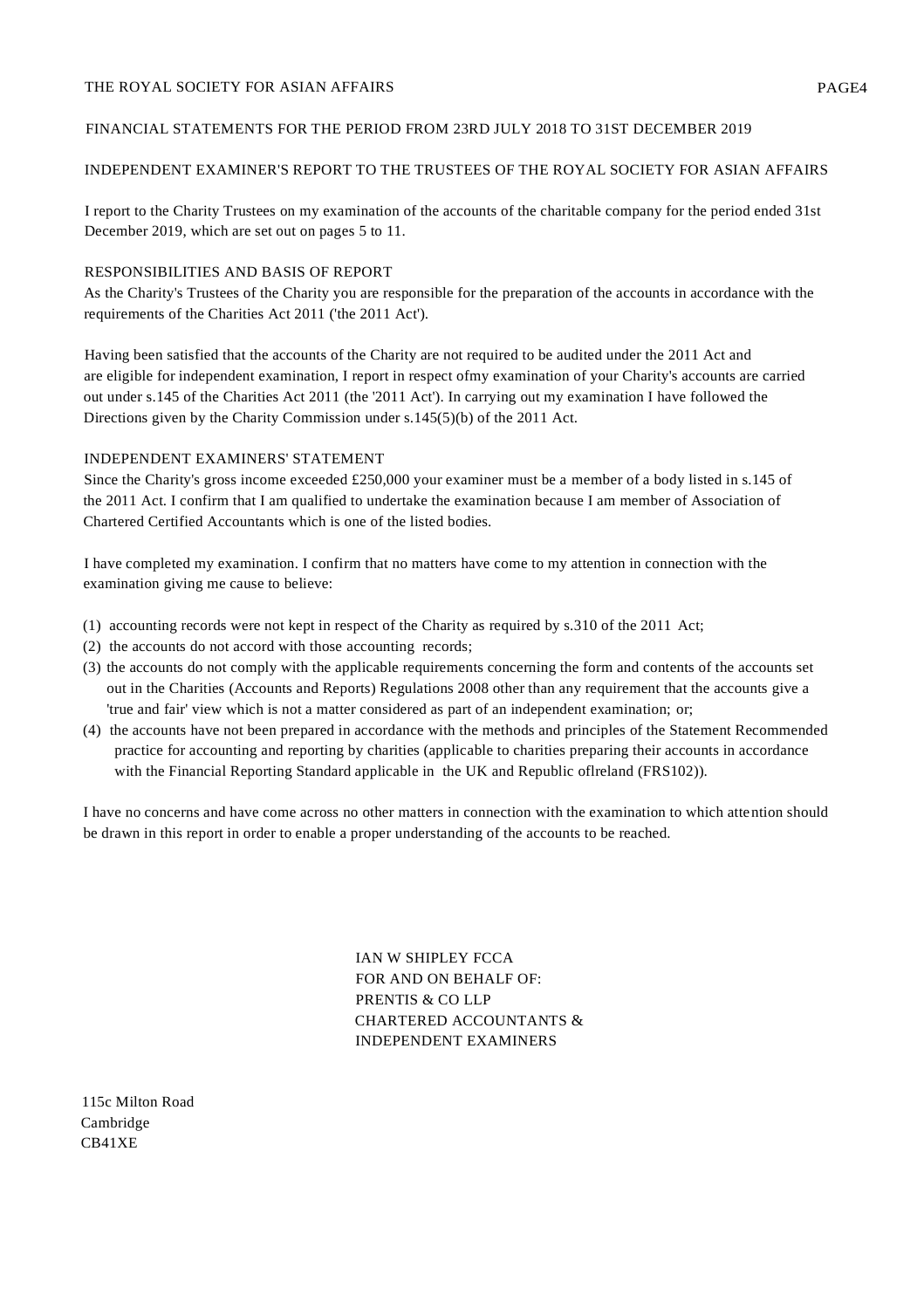THE ROYAL SOCIETY FOR ASIAN AFFAIRS

FINANCIAL STATEMENTS FOR THE PERIOD FROM 23RD JULY 2018 TO 31ST DECEMBER 2019

## INDEPENDENT EXAMINER'S REPORT TO THE TRUSTEES OF THE ROYAL SOCIETY FOR ASIAN AFFAIRS

I report to the Charity Trustees on my examination of the accounts of the charitable company for the period ended 31st December 2019, which are set out on pages 5 to 11.

### RESPONSIBILITIES AND BASIS OF REPORT

As the Charity's Trustees of the Charity you are responsible for the preparation of the accounts in accordance with the requirements of the Charities Act 2011 ('the 2011 Act').

Having been satisfied that the accounts of the Charity are not required to be audited under the 2011 Act and are eligible for independent examination, I report in respect ofmy examination of your Charity's accounts are carried out under s.145 of the Charities Act 2011 (the '2011 Act'). In carrying out my examination I have followed the Directions given by the Charity Commission under s.145(5)(b) of the 2011 Act.

### INDEPENDENT EXAMINERS' STATEMENT

Since the Charity's gross income exceeded £250,000 your examiner must be a member of a body listed in s.145 of the 2011 Act. I confirm that I am qualified to undertake the examination because I am member of Association of Chartered Certified Accountants which is one of the listed bodies.

I have completed my examination. I confirm that no matters have come to my attention in connection with the examination giving me cause to believe:

(1) accounting records were not kept in respect of the Charity as required by s.310 of the 2011 Act;
(2) the accounts do not accord with those accounting records;
(3) the accounts do not comply with the applicable requirements concerning the form and contents of the accounts set out in the Charities (Accounts and Reports) Regulations 2008 other than any requirement that the accounts give a 'true and fair' view which is not a matter considered as part of an independent examination; or;
(4) the accounts have not been prepared in accordance with the methods and principles of the Statement Recommended practice for accounting and reporting by charities (applicable to charities preparing their accounts in accordance with the Financial Reporting Standard applicable in the UK and Republic oflreland (FRS102)).

I have no concerns and have come across no other matters in connection with the examination to which attention should be drawn in this report in order to enable a proper understanding of the accounts to be reached.

IAN W SHIPLEY FCCA
FOR AND ON BEHALF OF:
PRENTIS & CO LLP
CHARTERED ACCOUNTANTS &
INDEPENDENT EXAMINERS

115c Milton Road
Cambridge
CB41XE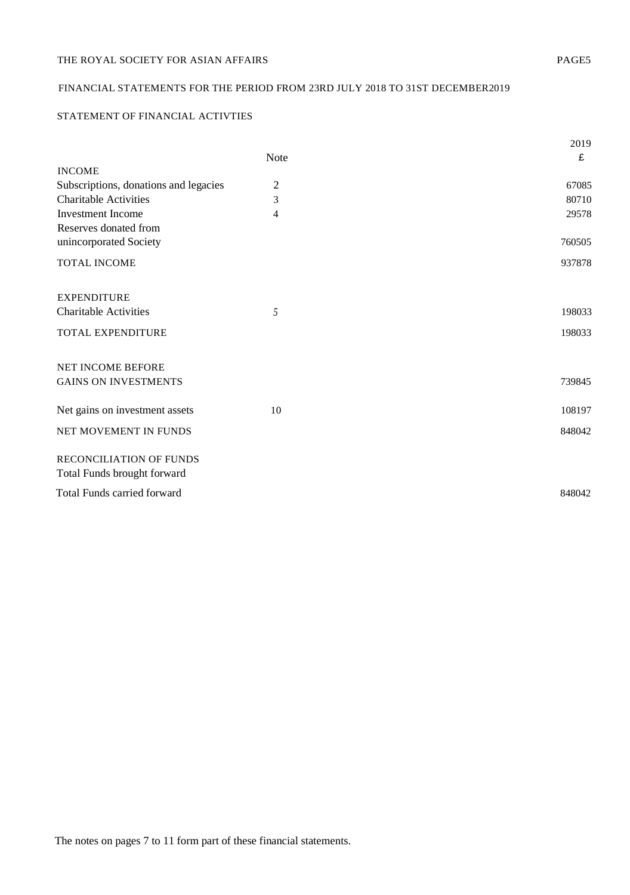THE ROYAL SOCIETY FOR ASIAN AFFAIRS

FINANCIAL STATEMENTS FOR THE PERIOD FROM 23RD JULY 2018 TO 31ST DECEMBER2019

STATEMENT OF FINANCIAL ACTIVTIES

| | Note | 2019<br>£ |
|---|---|---|
| INCOME | | |
| Subscriptions, donations and legacies | 2 | 67085 |
| Charitable Activities | 3 | 80710 |
| Investment Income | 4 | 29578 |
| Reserves donated from unincorporated Society | | 760505 |
| TOTAL INCOME | | 937878 |
| | | |
| EXPENDITURE | | |
| Charitable Activities | 5 | 198033 |
| TOTAL EXPENDITURE | | 198033 |
| | | |
| NET INCOME BEFORE GAINS ON INVESTMENTS | | 739845 |
| | | |
| Net gains on investment assets | 10 | 108197 |
| NET MOVEMENT IN FUNDS | | 848042 |
| | | |
| RECONCILIATION OF FUNDS | | |
| Total Funds brought forward | | |
| Total Funds carried forward | | 848042 |

The notes on pages 7 to 11 form part of these financial statements.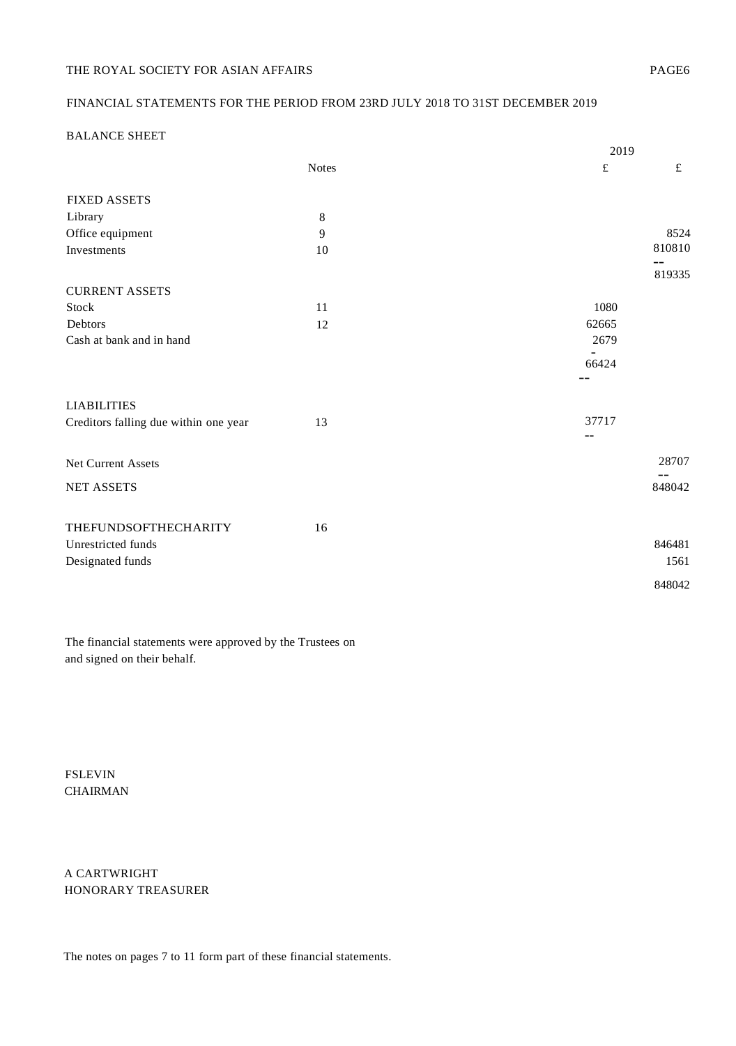THE ROYAL SOCIETY FOR ASIAN AFFAIRS

FINANCIAL STATEMENTS FOR THE PERIOD FROM 23RD JULY 2018 TO 31ST DECEMBER 2019

## BALANCE SHEET

| | Notes | 2019 £ | £ |
|---|---|---|---|
| **FIXED ASSETS** | | | |
| Library | 8 | | |
| Office equipment | 9 | | 8524 |
| Investments | 10 | | 810810 |
| | | | 819335 |
| **CURRENT ASSETS** | | | |
| Stock | 11 | 1080 | |
| Debtors | 12 | 62665 | |
| Cash at bank and in hand | | 2679 | |
| | | 66424 | |
| **LIABILITIES** | | | |
| Creditors falling due within one year | 13 | 37717 | |
| Net Current Assets | | | 28707 |
| NET ASSETS | | | 848042 |
| **THEFUNDSOFTHECHARITY** | 16 | | |
| Unrestricted funds | | | 846481 |
| Designated funds | | | 1561 |
| | | | 848042 |

The financial statements were approved by the Trustees on
and signed on their behalf.

FSLEVIN
CHAIRMAN

A CARTWRIGHT
HONORARY TREASURER

The notes on pages 7 to 11 form part of these financial statements.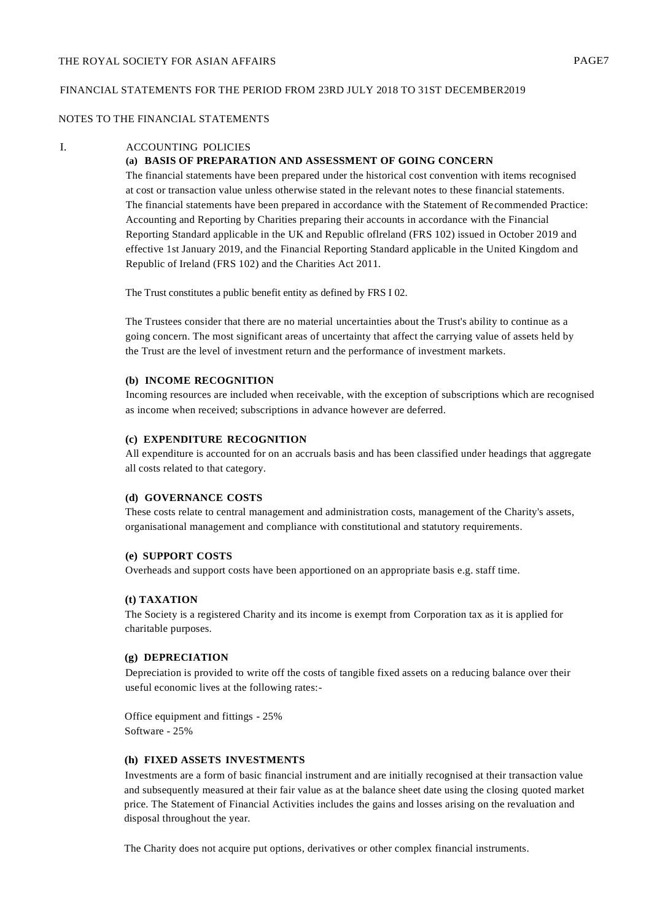THE ROYAL SOCIETY FOR ASIAN AFFAIRS

FINANCIAL STATEMENTS FOR THE PERIOD FROM 23RD JULY 2018 TO 31ST DECEMBER2019

NOTES TO THE FINANCIAL STATEMENTS

I. ACCOUNTING POLICIES

**(a) BASIS OF PREPARATION AND ASSESSMENT OF GOING CONCERN**

The financial statements have been prepared under the historical cost convention with items recognised at cost or transaction value unless otherwise stated in the relevant notes to these financial statements. The financial statements have been prepared in accordance with the Statement of Recommended Practice: Accounting and Reporting by Charities preparing their accounts in accordance with the Financial Reporting Standard applicable in the UK and Republic oflreland (FRS 102) issued in October 2019 and effective 1st January 2019, and the Financial Reporting Standard applicable in the United Kingdom and Republic of Ireland (FRS 102) and the Charities Act 2011.

The Trust constitutes a public benefit entity as defined by FRS I 02.

The Trustees consider that there are no material uncertainties about the Trust's ability to continue as a going concern. The most significant areas of uncertainty that affect the carrying value of assets held by the Trust are the level of investment return and the performance of investment markets.

**(b) INCOME RECOGNITION**

Incoming resources are included when receivable, with the exception of subscriptions which are recognised as income when received; subscriptions in advance however are deferred.

**(c) EXPENDITURE RECOGNITION**

All expenditure is accounted for on an accruals basis and has been classified under headings that aggregate all costs related to that category.

**(d) GOVERNANCE COSTS**

These costs relate to central management and administration costs, management of the Charity's assets, organisational management and compliance with constitutional and statutory requirements.

**(e) SUPPORT COSTS**

Overheads and support costs have been apportioned on an appropriate basis e.g. staff time.

**(t) TAXATION**

The Society is a registered Charity and its income is exempt from Corporation tax as it is applied for charitable purposes.

**(g) DEPRECIATION**

Depreciation is provided to write off the costs of tangible fixed assets on a reducing balance over their useful economic lives at the following rates:-

Office equipment and fittings - 25%
Software - 25%

**(h) FIXED ASSETS INVESTMENTS**

Investments are a form of basic financial instrument and are initially recognised at their transaction value and subsequently measured at their fair value as at the balance sheet date using the closing quoted market price. The Statement of Financial Activities includes the gains and losses arising on the revaluation and disposal throughout the year.

The Charity does not acquire put options, derivatives or other complex financial instruments.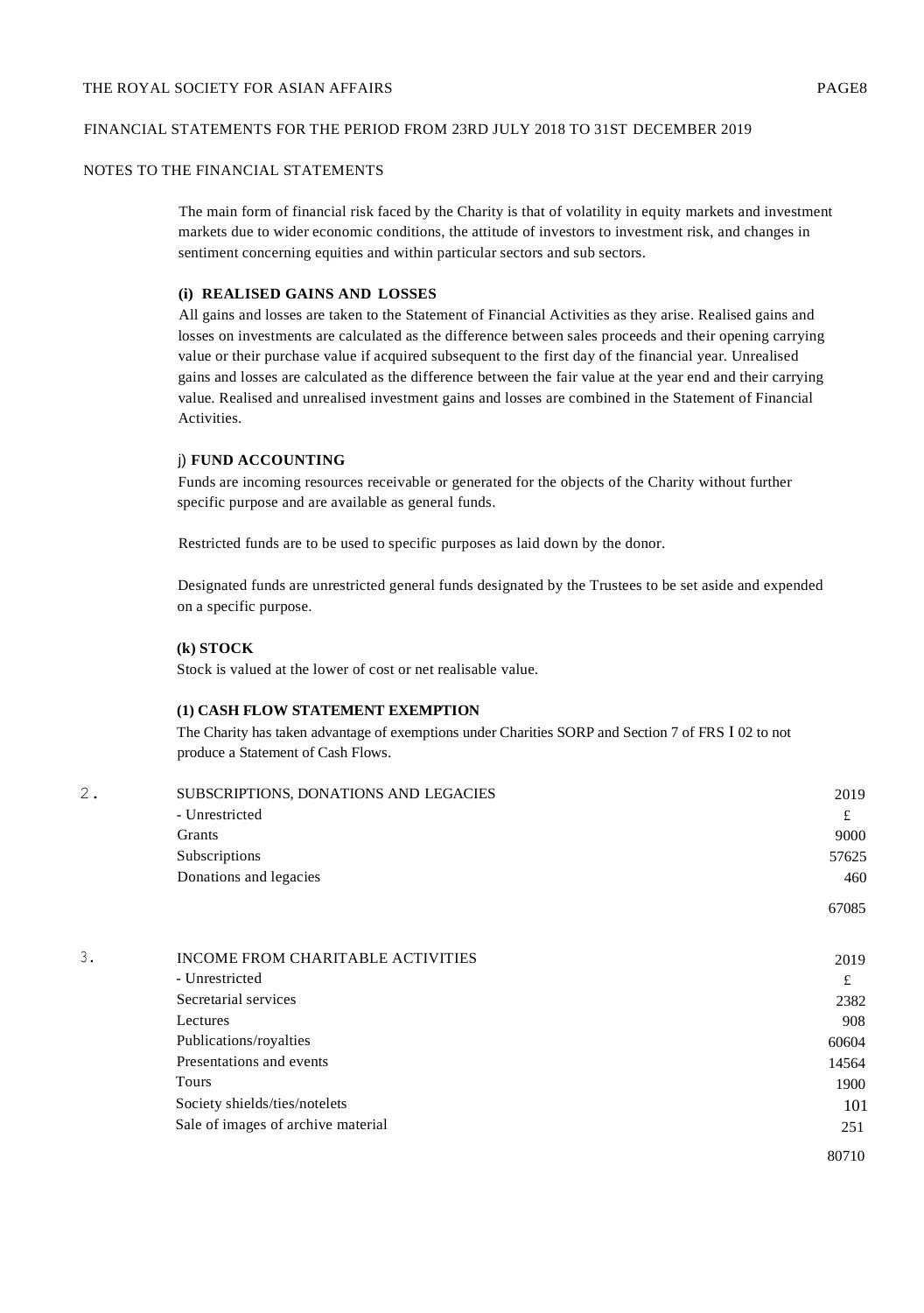THE ROYAL SOCIETY FOR ASIAN AFFAIRS

FINANCIAL STATEMENTS FOR THE PERIOD FROM 23RD JULY 2018 TO 31ST DECEMBER 2019

NOTES TO THE FINANCIAL STATEMENTS

The main form of financial risk faced by the Charity is that of volatility in equity markets and investment markets due to wider economic conditions, the attitude of investors to investment risk, and changes in sentiment concerning equities and within particular sectors and sub sectors.

**(i) REALISED GAINS AND LOSSES**

All gains and losses are taken to the Statement of Financial Activities as they arise. Realised gains and losses on investments are calculated as the difference between sales proceeds and their opening carrying value or their purchase value if acquired subsequent to the first day of the financial year. Unrealised gains and losses are calculated as the difference between the fair value at the year end and their carrying value. Realised and unrealised investment gains and losses are combined in the Statement of Financial Activities.

j) **FUND ACCOUNTING**

Funds are incoming resources receivable or generated for the objects of the Charity without further specific purpose and are available as general funds.

Restricted funds are to be used to specific purposes as laid down by the donor.

Designated funds are unrestricted general funds designated by the Trustees to be set aside and expended on a specific purpose.

**(k) STOCK**

Stock is valued at the lower of cost or net realisable value.

**(1) CASH FLOW STATEMENT EXEMPTION**

The Charity has taken advantage of exemptions under Charities SORP and Section 7 of FRS I 02 to not produce a Statement of Cash Flows.

2. SUBSCRIPTIONS, DONATIONS AND LEGACIES

| - Unrestricted | 2019 £ |
|---|---|
| Grants | 9000 |
| Subscriptions | 57625 |
| Donations and legacies | 460 |
| | 67085 |

3. INCOME FROM CHARITABLE ACTIVITIES

| - Unrestricted | 2019 £ |
|---|---|
| Secretarial services | 2382 |
| Lectures | 908 |
| Publications/royalties | 60604 |
| Presentations and events | 14564 |
| Tours | 1900 |
| Society shields/ties/notelets | 101 |
| Sale of images of archive material | 251 |
| | 80710 |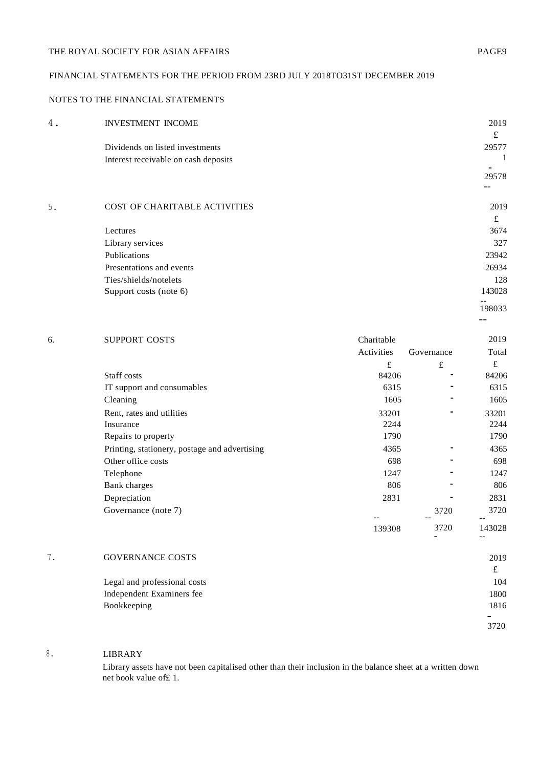THE ROYAL SOCIETY FOR ASIAN AFFAIRS

FINANCIAL STATEMENTS FOR THE PERIOD FROM 23RD JULY 2018TO31ST DECEMBER 2019

NOTES TO THE FINANCIAL STATEMENTS

## 4. INVESTMENT INCOME

| | 2019 |
|---|---|
| | £ |
| Dividends on listed investments | 29577 |
| Interest receivable on cash deposits | 1 |
| | 29578 |

## 5. COST OF CHARITABLE ACTIVITIES

| | 2019 |
|---|---|
| | £ |
| Lectures | 3674 |
| Library services | 327 |
| Publications | 23942 |
| Presentations and events | 26934 |
| Ties/shields/notelets | 128 |
| Support costs (note 6) | 143028 |
| | 198033 |

## 6. SUPPORT COSTS

| | Charitable Activities | Governance | 2019 Total |
|---|---|---|---|
| | £ | £ | £ |
| Staff costs | 84206 | - | 84206 |
| IT support and consumables | 6315 | - | 6315 |
| Cleaning | 1605 | - | 1605 |
| Rent, rates and utilities | 33201 | - | 33201 |
| Insurance | 2244 | | 2244 |
| Repairs to property | 1790 | | 1790 |
| Printing, stationery, postage and advertising | 4365 | - | 4365 |
| Other office costs | 698 | - | 698 |
| Telephone | 1247 | - | 1247 |
| Bank charges | 806 | - | 806 |
| Depreciation | 2831 | - | 2831 |
| Governance (note 7) | -- | 3720 | 3720 |
| | 139308 | 3720 | 143028 |

## 7. GOVERNANCE COSTS

| | 2019 |
|---|---|
| | £ |
| Legal and professional costs | 104 |
| Independent Examiners fee | 1800 |
| Bookkeeping | 1816 |
| | 3720 |

## 8. LIBRARY

Library assets have not been capitalised other than their inclusion in the balance sheet at a written down net book value of£ 1.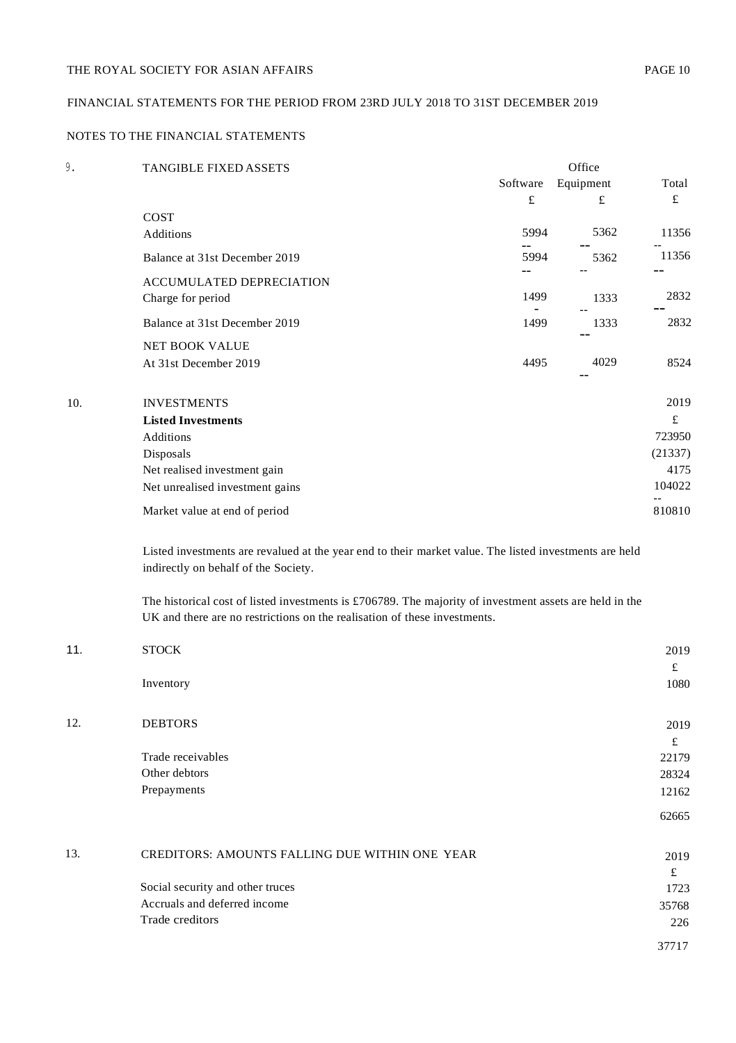THE ROYAL SOCIETY FOR ASIAN AFFAIRS

FINANCIAL STATEMENTS FOR THE PERIOD FROM 23RD JULY 2018 TO 31ST DECEMBER 2019

NOTES TO THE FINANCIAL STATEMENTS

## 9. TANGIBLE FIXED ASSETS

| | Software | Office Equipment | Total |
|---|---|---|---|
| | £ | £ | £ |
| **COST** | | | |
| Additions | 5994 | 5362 | 11356 |
| Balance at 31st December 2019 | 5994 | 5362 | 11356 |
| **ACCUMULATED DEPRECIATION** | | | |
| Charge for period | 1499 | 1333 | 2832 |
| Balance at 31st December 2019 | 1499 | 1333 | 2832 |
| **NET BOOK VALUE** | | | |
| At 31st December 2019 | 4495 | 4029 | 8524 |

## 10. INVESTMENTS

| | 2019 |
|---|---|
| **Listed Investments** | £ |
| Additions | 723950 |
| Disposals | (21337) |
| Net realised investment gain | 4175 |
| Net unrealised investment gains | 104022 |
| Market value at end of period | 810810 |

Listed investments are revalued at the year end to their market value. The listed investments are held indirectly on behalf of the Society.

The historical cost of listed investments is £706789. The majority of investment assets are held in the UK and there are no restrictions on the realisation of these investments.

## 11. STOCK

| | 2019 |
|---|---|
| | £ |
| Inventory | 1080 |

## 12. DEBTORS

| | 2019 |
|---|---|
| | £ |
| Trade receivables | 22179 |
| Other debtors | 28324 |
| Prepayments | 12162 |
| | 62665 |

## 13. CREDITORS: AMOUNTS FALLING DUE WITHIN ONE YEAR

| | 2019 |
|---|---|
| | £ |
| Social security and other truces | 1723 |
| Accruals and deferred income | 35768 |
| Trade creditors | 226 |
| | 37717 |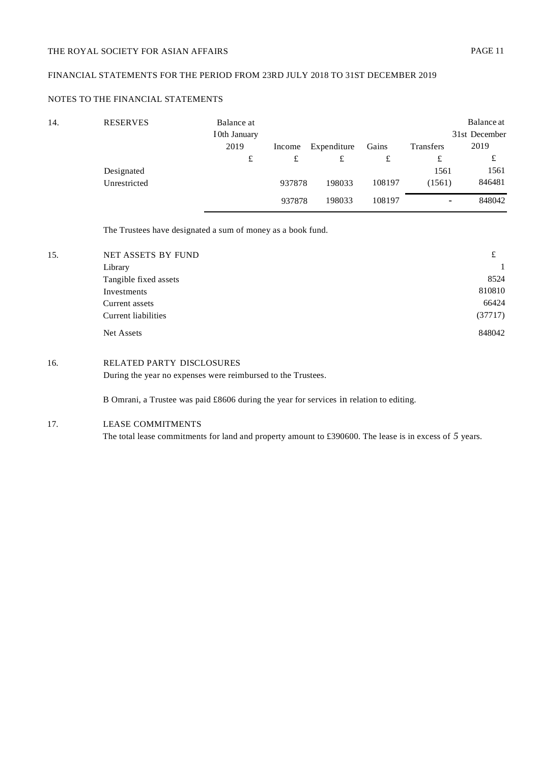FINANCIAL STATEMENTS FOR THE PERIOD FROM 23RD JULY 2018 TO 31ST DECEMBER 2019

NOTES TO THE FINANCIAL STATEMENTS

## 14. RESERVES

| | Balance at I0th January 2019 | Income | Expenditure | Gains | Transfers | Balance at 31st December 2019 |
|---|---|---|---|---|---|---|
| | £ | £ | £ | £ | £ | £ |
| Designated | | | | | 1561 | 1561 |
| Unrestricted | | 937878 | 198033 | 108197 | (1561) | 846481 |
| | | 937878 | 198033 | 108197 | - | 848042 |

The Trustees have designated a sum of money as a book fund.

## 15. NET ASSETS BY FUND

| | £ |
|---|---|
| Library | 1 |
| Tangible fixed assets | 8524 |
| Investments | 810810 |
| Current assets | 66424 |
| Current liabilities | (37717) |
| Net Assets | 848042 |

## 16. RELATED PARTY DISCLOSURES

During the year no expenses were reimbursed to the Trustees.

B Omrani, a Trustee was paid £8606 during the year for services in relation to editing.

## 17. LEASE COMMITMENTS

The total lease commitments for land and property amount to £390600. The lease is in excess of 5 years.